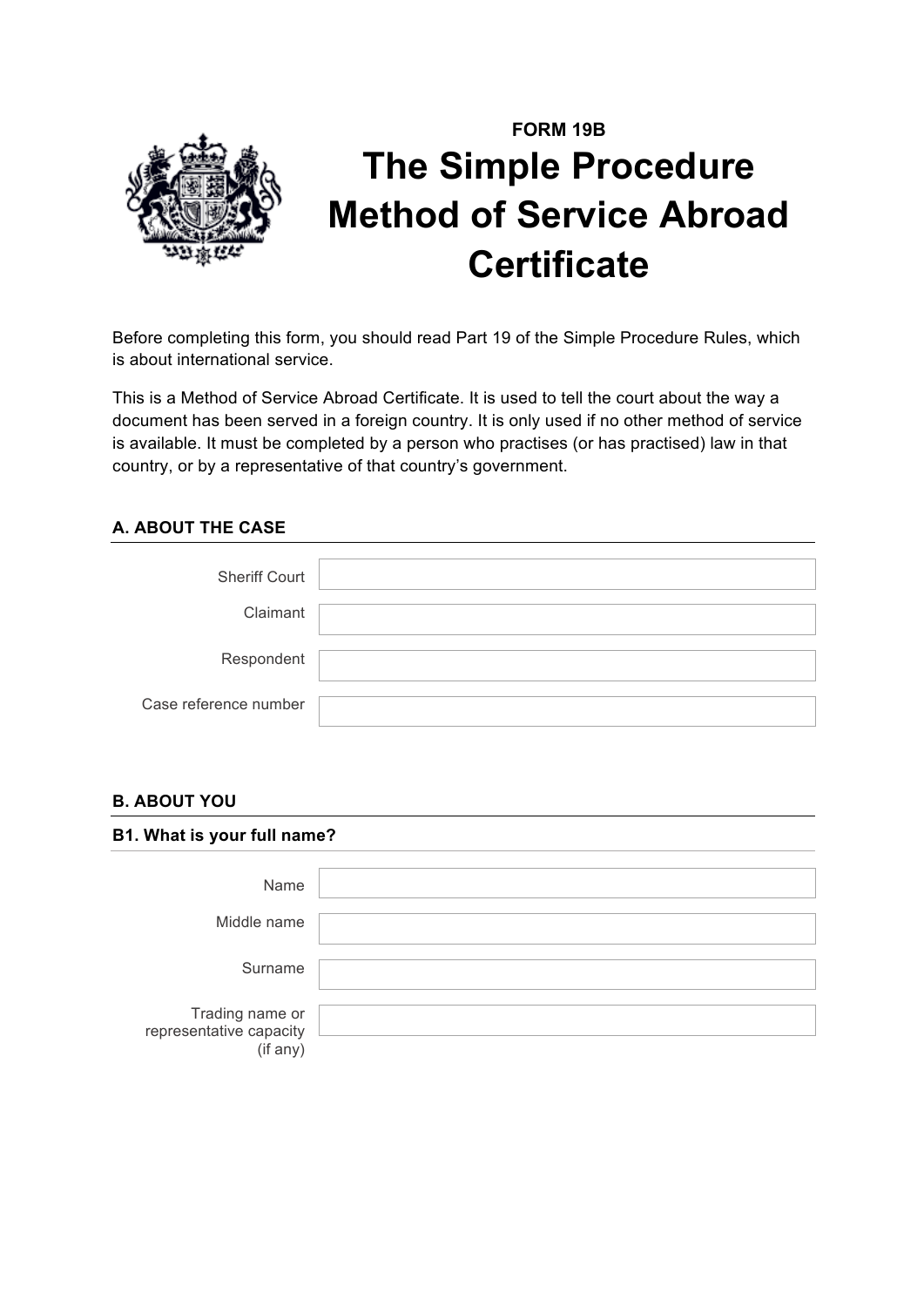FORM 19B

# The Simple Procedure Method of Service Abroad Certificate

Before completing this form, you should read Part 19 of the Simple Procedure Rules, which is about international service.

This is a Method of Service Abroad Certificate. It is used to tell the court about the way a document has been served in a foreign country. It is only used if no other method of service is available. It must be completed by a person who practises (or has practised) law in that country, or by a representative of that country's government.

## A. ABOUT THE CASE

| | |
|---|---|
| Sheriff Court | |
| Claimant | |
| Respondent | |
| Case reference number | |

## B. ABOUT YOU

### B1. What is your full name?

| | |
|---|---|
| Name | |
| Middle name | |
| Surname | |
| Trading name or representative capacity (if any) | |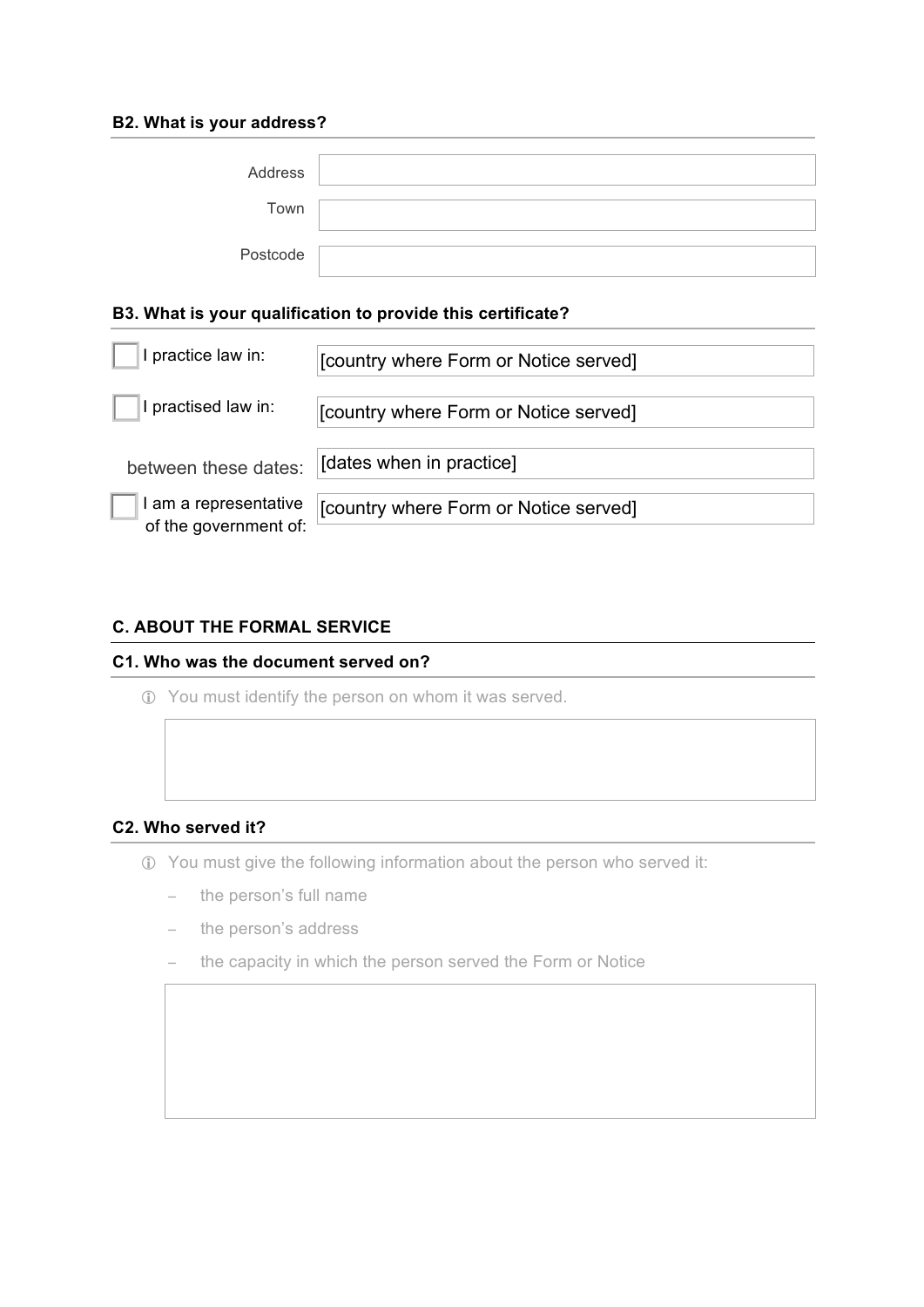### B2. What is your address?

Address

Town

Postcode

### B3. What is your qualification to provide this certificate?

- [ ] I practice law in: [country where Form or Notice served]
- [ ] I practised law in: [country where Form or Notice served]

  between these dates: [dates when in practice]
- [ ] I am a representative of the government of: [country where Form or Notice served]

## C. ABOUT THE FORMAL SERVICE

### C1. Who was the document served on?

ⓘ You must identify the person on whom it was served.

### C2. Who served it?

ⓘ You must give the following information about the person who served it:

- the person's full name
- the person's address
- the capacity in which the person served the Form or Notice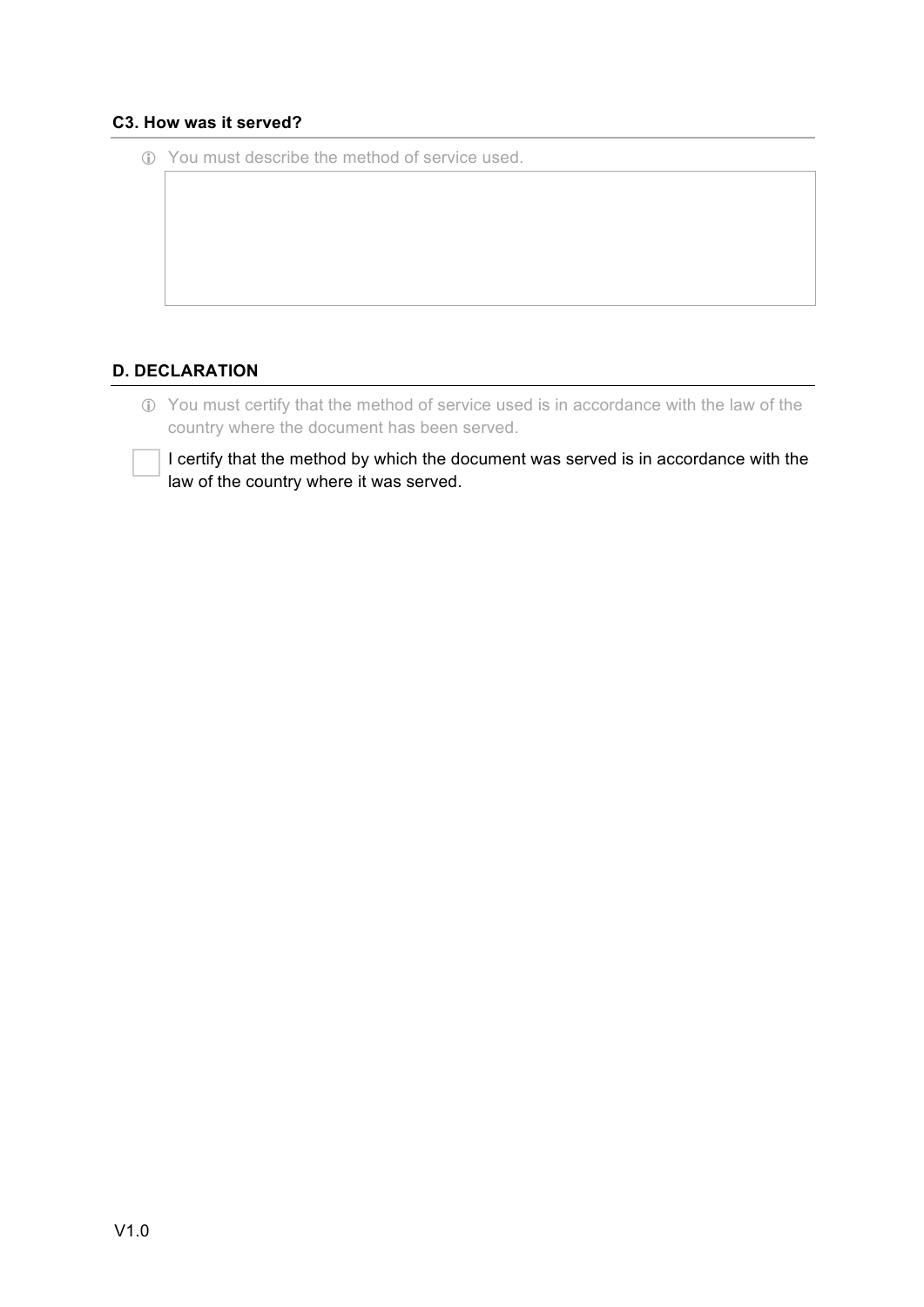### C3. How was it served?

ⓘ You must describe the method of service used.

| |
|---|
| |

### D. DECLARATION

ⓘ You must certify that the method of service used is in accordance with the law of the country where the document has been served.

☐ I certify that the method by which the document was served is in accordance with the law of the country where it was served.

V1.0